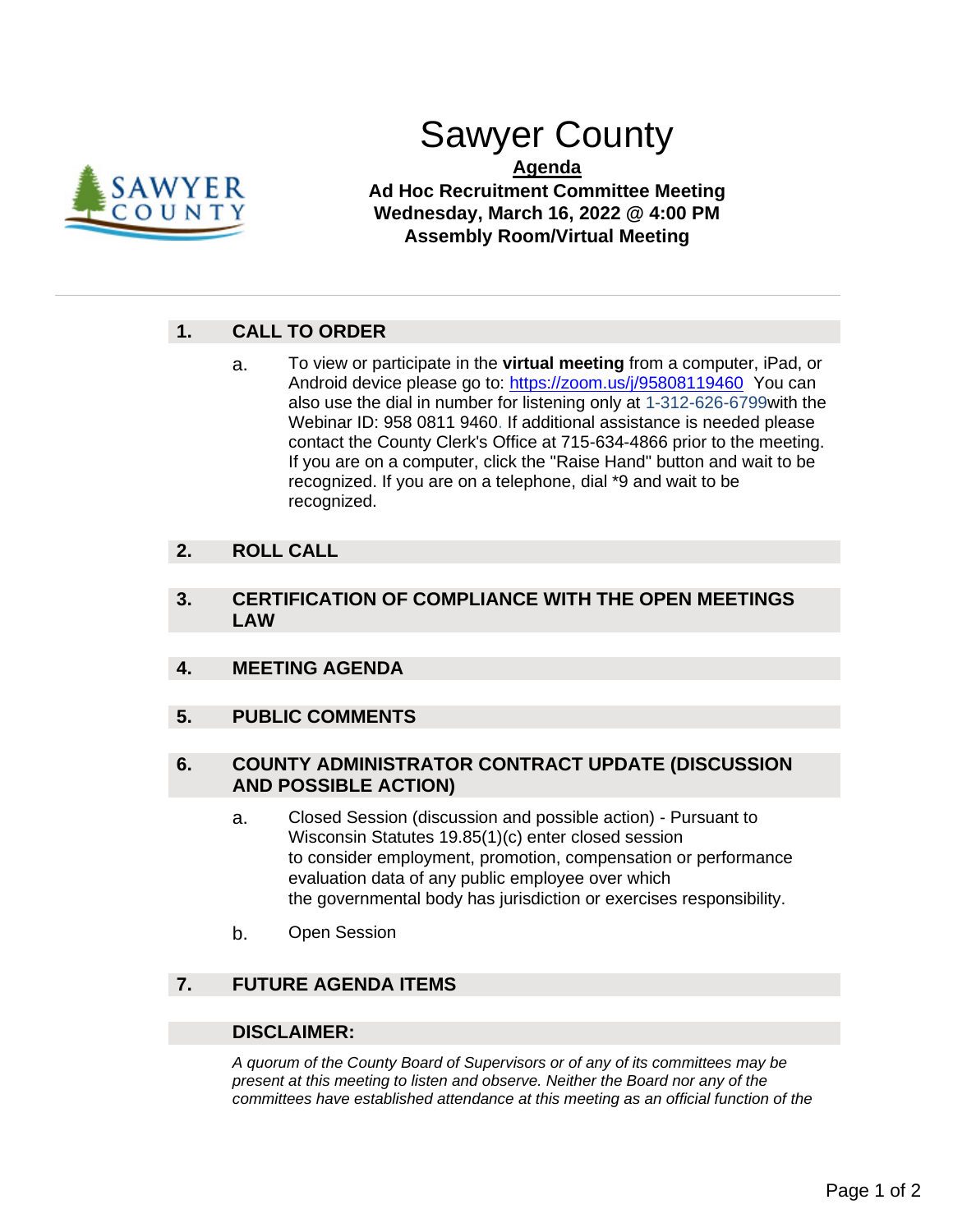# Sawyer County

**Agenda**

**Ad Hoc Recruitment Committee Meeting**
**Wednesday, March 16, 2022 @ 4:00 PM**
**Assembly Room/Virtual Meeting**

---

## 1. CALL TO ORDER

a. To view or participate in the **virtual meeting** from a computer, iPad, or Android device please go to: https://zoom.us/j/95808119460 You can also use the dial in number for listening only at 1-312-626-6799with the Webinar ID: 958 0811 9460. If additional assistance is needed please contact the County Clerk's Office at 715-634-4866 prior to the meeting. If you are on a computer, click the "Raise Hand" button and wait to be recognized. If you are on a telephone, dial *9 and wait to be recognized.

## 2. ROLL CALL

## 3. CERTIFICATION OF COMPLIANCE WITH THE OPEN MEETINGS LAW

## 4. MEETING AGENDA

## 5. PUBLIC COMMENTS

## 6. COUNTY ADMINISTRATOR CONTRACT UPDATE (DISCUSSION AND POSSIBLE ACTION)

a. Closed Session (discussion and possible action) - Pursuant to Wisconsin Statutes 19.85(1)(c) enter closed session to consider employment, promotion, compensation or performance evaluation data of any public employee over which the governmental body has jurisdiction or exercises responsibility.

b. Open Session

## 7. FUTURE AGENDA ITEMS

## DISCLAIMER:

*A quorum of the County Board of Supervisors or of any of its committees may be present at this meeting to listen and observe. Neither the Board nor any of the committees have established attendance at this meeting as an official function of the*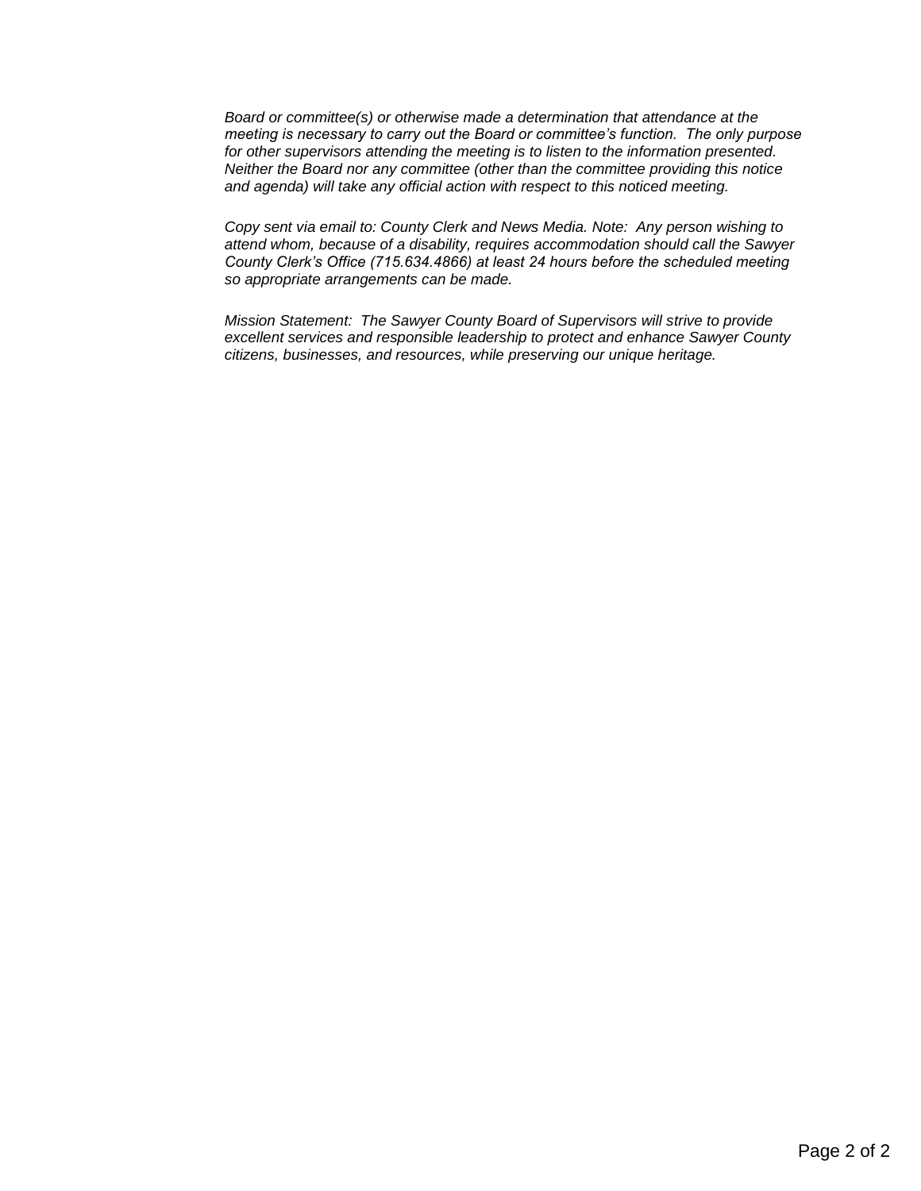*Board or committee(s) or otherwise made a determination that attendance at the meeting is necessary to carry out the Board or committee's function. The only purpose for other supervisors attending the meeting is to listen to the information presented. Neither the Board nor any committee (other than the committee providing this notice and agenda) will take any official action with respect to this noticed meeting.*

*Copy sent via email to: County Clerk and News Media. Note: Any person wishing to attend whom, because of a disability, requires accommodation should call the Sawyer County Clerk's Office (715.634.4866) at least 24 hours before the scheduled meeting so appropriate arrangements can be made.*

*Mission Statement: The Sawyer County Board of Supervisors will strive to provide excellent services and responsible leadership to protect and enhance Sawyer County citizens, businesses, and resources, while preserving our unique heritage.*